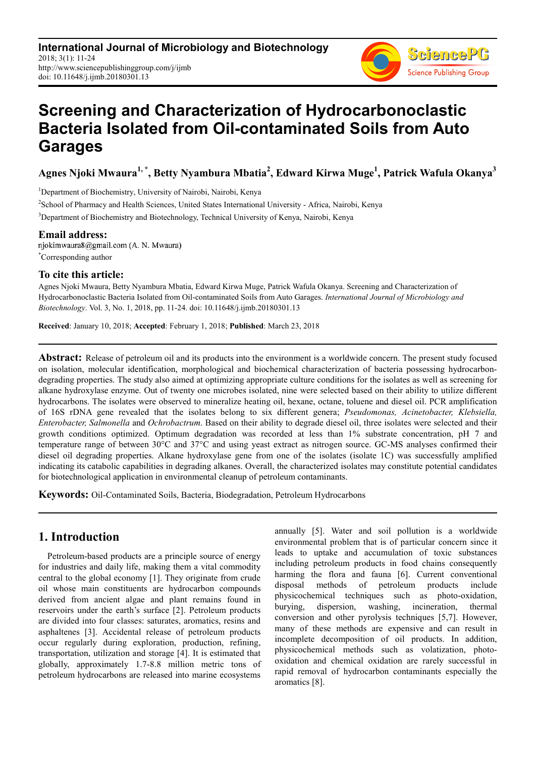# Screening and Characterization of Hydrocarbonoclastic Bacteria Isolated from Oil-contaminated Soils from Auto Garages

**Agnes Njoki Mwaura[1, *], Betty Nyambura Mbatia[2], Edward Kirwa Muge[1], Patrick Wafula Okanya[3]**

[1]Department of Biochemistry, University of Nairobi, Nairobi, Kenya

[2]School of Pharmacy and Health Sciences, United States International University - Africa, Nairobi, Kenya

[3]Department of Biochemistry and Biotechnology, Technical University of Kenya, Nairobi, Kenya

## Email address:

njokimwaura8@gmail.com (A. N. Mwaura)

*Corresponding author

## To cite this article:

Agnes Njoki Mwaura, Betty Nyambura Mbatia, Edward Kirwa Muge, Patrick Wafula Okanya. Screening and Characterization of Hydrocarbonoclastic Bacteria Isolated from Oil-contaminated Soils from Auto Garages. *International Journal of Microbiology and Biotechnology*. Vol. 3, No. 1, 2018, pp. 11-24. doi: 10.11648/j.ijmb.20180301.13

**Received**: January 10, 2018; **Accepted**: February 1, 2018; **Published**: March 23, 2018

---

**Abstract:** Release of petroleum oil and its products into the environment is a worldwide concern. The present study focused on isolation, molecular identification, morphological and biochemical characterization of bacteria possessing hydrocarbon-degrading properties. The study also aimed at optimizing appropriate culture conditions for the isolates as well as screening for alkane hydroxylase enzyme. Out of twenty one microbes isolated, nine were selected based on their ability to utilize different hydrocarbons. The isolates were observed to mineralize heating oil, hexane, octane, toluene and diesel oil. PCR amplification of 16S rDNA gene revealed that the isolates belong to six different genera; *Pseudomonas, Acinetobacter, Klebsiella, Enterobacter, Salmonella* and *Ochrobactrum*. Based on their ability to degrade diesel oil, three isolates were selected and their growth conditions optimized. Optimum degradation was recorded at less than 1% substrate concentration, pH 7 and temperature range of between 30°C and 37°C and using yeast extract as nitrogen source. GC-MS analyses confirmed their diesel oil degrading properties. Alkane hydroxylase gene from one of the isolates (isolate 1C) was successfully amplified indicating its catabolic capabilities in degrading alkanes. Overall, the characterized isolates may constitute potential candidates for biotechnological application in environmental cleanup of petroleum contaminants.

**Keywords:** Oil-Contaminated Soils, Bacteria, Biodegradation, Petroleum Hydrocarbons

---

## 1. Introduction

Petroleum-based products are a principle source of energy for industries and daily life, making them a vital commodity central to the global economy [1]. They originate from crude oil whose main constituents are hydrocarbon compounds derived from ancient algae and plant remains found in reservoirs under the earth's surface [2]. Petroleum products are divided into four classes: saturates, aromatics, resins and asphaltenes [3]. Accidental release of petroleum products occur regularly during exploration, production, refining, transportation, utilization and storage [4]. It is estimated that globally, approximately 1.7-8.8 million metric tons of petroleum hydrocarbons are released into marine ecosystems annually [5]. Water and soil pollution is a worldwide environmental problem that is of particular concern since it leads to uptake and accumulation of toxic substances including petroleum products in food chains consequently harming the flora and fauna [6]. Current conventional disposal methods of petroleum products include physicochemical techniques such as photo-oxidation, burying, dispersion, washing, incineration, thermal conversion and other pyrolysis techniques [5,7]. However, many of these methods are expensive and can result in incomplete decomposition of oil products. In addition, physicochemical methods such as volatization, photo-oxidation and chemical oxidation are rarely successful in rapid removal of hydrocarbon contaminants especially the aromatics [8].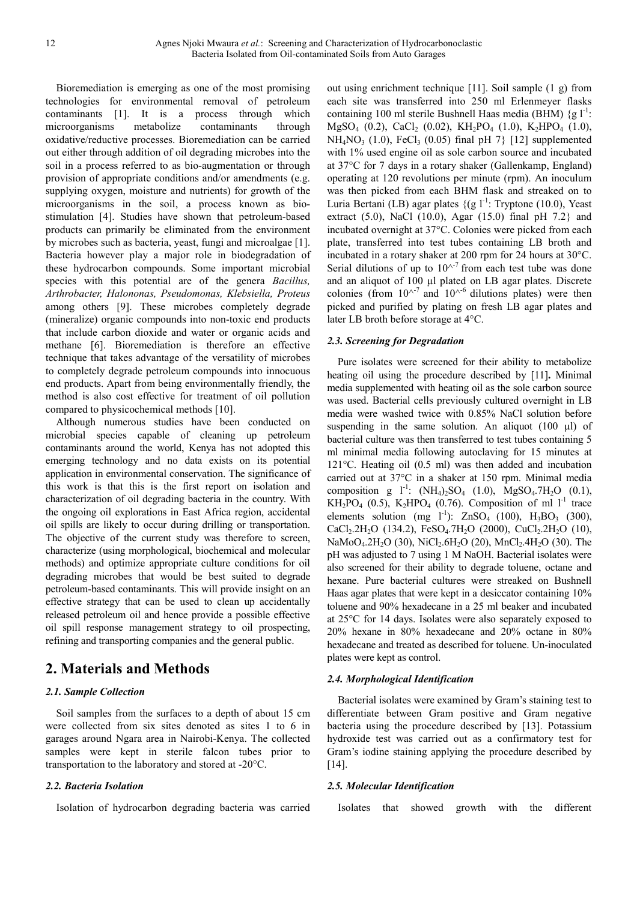Bioremediation is emerging as one of the most promising technologies for environmental removal of petroleum contaminants [1]. It is a process through which microorganisms metabolize contaminants through oxidative/reductive processes. Bioremediation can be carried out either through addition of oil degrading microbes into the soil in a process referred to as bio-augmentation or through provision of appropriate conditions and/or amendments (e.g. supplying oxygen, moisture and nutrients) for growth of the microorganisms in the soil, a process known as bio-stimulation [4]. Studies have shown that petroleum-based products can primarily be eliminated from the environment by microbes such as bacteria, yeast, fungi and microalgae [1]. Bacteria however play a major role in biodegradation of these hydrocarbon compounds. Some important microbial species with this potential are of the genera *Bacillus, Arthrobacter, Halononas, Pseudomonas, Klebsiella, Proteus* among others [9]. These microbes completely degrade (mineralize) organic compounds into non-toxic end products that include carbon dioxide and water or organic acids and methane [6]. Bioremediation is therefore an effective technique that takes advantage of the versatility of microbes to completely degrade petroleum compounds into innocuous end products. Apart from being environmentally friendly, the method is also cost effective for treatment of oil pollution compared to physicochemical methods [10].

Although numerous studies have been conducted on microbial species capable of cleaning up petroleum contaminants around the world, Kenya has not adopted this emerging technology and no data exists on its potential application in environmental conservation. The significance of this work is that this is the first report on isolation and characterization of oil degrading bacteria in the country. With the ongoing oil explorations in East Africa region, accidental oil spills are likely to occur during drilling or transportation. The objective of the current study was therefore to screen, characterize (using morphological, biochemical and molecular methods) and optimize appropriate culture conditions for oil degrading microbes that would be best suited to degrade petroleum-based contaminants. This will provide insight on an effective strategy that can be used to clean up accidentally released petroleum oil and hence provide a possible effective oil spill response management strategy to oil prospecting, refining and transporting companies and the general public.

## 2. Materials and Methods

### 2.1. Sample Collection

Soil samples from the surfaces to a depth of about 15 cm were collected from six sites denoted as sites 1 to 6 in garages around Ngara area in Nairobi-Kenya. The collected samples were kept in sterile falcon tubes prior to transportation to the laboratory and stored at -20°C.

### 2.2. Bacteria Isolation

Isolation of hydrocarbon degrading bacteria was carried out using enrichment technique [11]. Soil sample (1 g) from each site was transferred into 250 ml Erlenmeyer flasks containing 100 ml sterile Bushnell Haas media (BHM) {g $l^{-1}$: $MgSO_4$ (0.2), $CaCl_2$ (0.02), $KH_2PO_4$ (1.0), $K_2HPO_4$ (1.0), $NH_4NO_3$ (1.0), $FeCl_3$ (0.05) final pH 7} [12] supplemented with 1% used engine oil as sole carbon source and incubated at 37°C for 7 days in a rotary shaker (Gallenkamp, England) operating at 120 revolutions per minute (rpm). An inoculum was then picked from each BHM flask and streaked on to Luria Bertani (LB) agar plates {(g $l^{-1}$: Tryptone (10.0), Yeast extract (5.0), NaCl (10.0), Agar (15.0) final pH 7.2} and incubated overnight at 37°C. Colonies were picked from each plate, transferred into test tubes containing LB broth and incubated in a rotary shaker at 200 rpm for 24 hours at 30°C. Serial dilutions of up to $10^{-7}$ from each test tube was done and an aliquot of 100 µl plated on LB agar plates. Discrete colonies (from $10^{-7}$ and $10^{-6}$ dilutions plates) were then picked and purified by plating on fresh LB agar plates and later LB broth before storage at 4°C.

### 2.3. Screening for Degradation

Pure isolates were screened for their ability to metabolize heating oil using the procedure described by [11]. Minimal media supplemented with heating oil as the sole carbon source was used. Bacterial cells previously cultured overnight in LB media were washed twice with 0.85% NaCl solution before suspending in the same solution. An aliquot (100 µl) of bacterial culture was then transferred to test tubes containing 5 ml minimal media following autoclaving for 15 minutes at 121°C. Heating oil (0.5 ml) was then added and incubation carried out at 37°C in a shaker at 150 rpm. Minimal media composition g $l^{-1}$: $(NH_4)_2SO_4$ (1.0), $MgSO_4.7H_2O$ (0.1), $KH_2PO_4$ (0.5), $K_2HPO_4$ (0.76). Composition of ml $l^{-1}$ trace elements solution (mg $l^{-1}$): $ZnSO_4$ (100), $H_3BO_3$ (300), $CaCl_2.2H_2O$ (134.2), $FeSO_4.7H_2O$ (2000), $CuCl_2.2H_2O$ (10), $NaMoO_4.2H_2O$ (30), $NiCl_2.6H_2O$ (20), $MnCl_2.4H_2O$ (30). The pH was adjusted to 7 using 1 M NaOH. Bacterial isolates were also screened for their ability to degrade toluene, octane and hexane. Pure bacterial cultures were streaked on Bushnell Haas agar plates that were kept in a desiccator containing 10% toluene and 90% hexadecane in a 25 ml beaker and incubated at 25°C for 14 days. Isolates were also separately exposed to 20% hexane in 80% hexadecane and 20% octane in 80% hexadecane and treated as described for toluene. Un-inoculated plates were kept as control.

### 2.4. Morphological Identification

Bacterial isolates were examined by Gram's staining test to differentiate between Gram positive and Gram negative bacteria using the procedure described by [13]. Potassium hydroxide test was carried out as a confirmatory test for Gram's iodine staining applying the procedure described by [14].

### 2.5. Molecular Identification

Isolates that showed growth with the different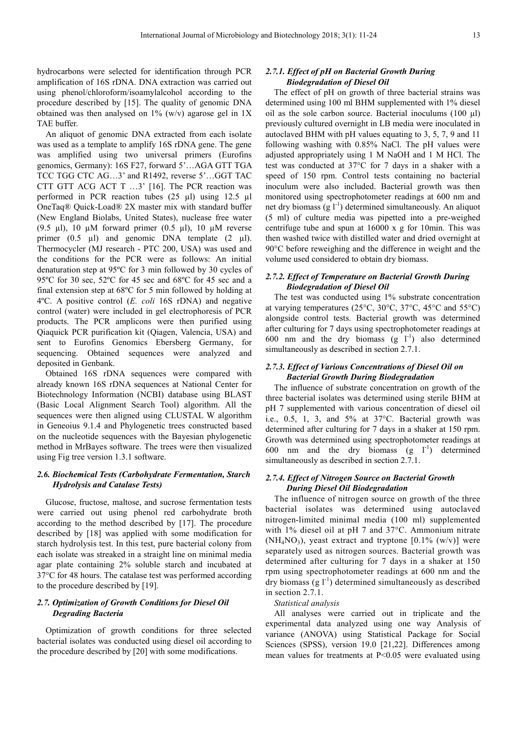hydrocarbons were selected for identification through PCR amplification of 16S rDNA. DNA extraction was carried out using phenol/chloroform/isoamylalcohol according to the procedure described by [15]. The quality of genomic DNA obtained was then analysed on 1% (w/v) agarose gel in 1X TAE buffer.

An aliquot of genomic DNA extracted from each isolate was used as a template to amplify 16S rDNA gene. The gene was amplified using two universal primers (Eurofins genomics, Germany): 16S F27, forward 5'…AGA GTT TGA TCC TGG CTC AG…3' and R1492, reverse 5'…GGT TAC CTT GTT ACG ACT T …3' [16]. The PCR reaction was performed in PCR reaction tubes (25 µl) using 12.5 µl OneTaq® Quick-Load® 2X master mix with standard buffer (New England Biolabs, United States), nuclease free water (9.5 µl), 10 µM forward primer (0.5 µl), 10 µM reverse primer (0.5 µl) and genomic DNA template (2 µl). Thermocycler (MJ research - PTC 200, USA) was used and the conditions for the PCR were as follows: An initial denaturation step at 95ºC for 3 min followed by 30 cycles of 95ºC for 30 sec, 52ºC for 45 sec and 68ºC for 45 sec and a final extension step at 68ºC for 5 min followed by holding at 4ºC. A positive control (*E. coli* 16S rDNA) and negative control (water) were included in gel electrophoresis of PCR products. The PCR amplicons were then purified using Qiaquick PCR purification kit (Qiagen, Valencia, USA) and sent to Eurofins Genomics Ebersberg Germany, for sequencing. Obtained sequences were analyzed and deposited in Genbank.

Obtained 16S rDNA sequences were compared with already known 16S rDNA sequences at National Center for Biotechnology Information (NCBI) database using BLAST (Basic Local Alignment Search Tool) algorithm. All the sequences were then aligned using CLUSTAL W algorithm in Geneoius 9.1.4 and Phylogenetic trees constructed based on the nucleotide sequences with the Bayesian phylogenetic method in MrBayes software. The trees were then visualized using Fig tree version 1.3.1 software.

### 2.6. Biochemical Tests (Carbohydrate Fermentation, Starch Hydrolysis and Catalase Tests)

Glucose, fructose, maltose, and sucrose fermentation tests were carried out using phenol red carbohydrate broth according to the method described by [17]. The procedure described by [18] was applied with some modification for starch hydrolysis test. In this test, pure bacterial colony from each isolate was streaked in a straight line on minimal media agar plate containing 2% soluble starch and incubated at 37°C for 48 hours. The catalase test was performed according to the procedure described by [19].

### 2.7. Optimization of Growth Conditions for Diesel Oil Degrading Bacteria

Optimization of growth conditions for three selected bacterial isolates was conducted using diesel oil according to the procedure described by [20] with some modifications.

#### 2.7.1. Effect of pH on Bacterial Growth During Biodegradation of Diesel Oil

The effect of pH on growth of three bacterial strains was determined using 100 ml BHM supplemented with 1% diesel oil as the sole carbon source. Bacterial inoculums (100 µl) previously cultured overnight in LB media were inoculated in autoclaved BHM with pH values equating to 3, 5, 7, 9 and 11 following washing with 0.85% NaCl. The pH values were adjusted appropriately using 1 M NaOH and 1 M HCl. The test was conducted at 37°C for 7 days in a shaker with a speed of 150 rpm. Control tests containing no bacterial inoculum were also included. Bacterial growth was then monitored using spectrophotometer readings at 600 nm and net dry biomass (g $l^{-1}$) determined simultaneously. An aliquot (5 ml) of culture media was pipetted into a pre-weighed centrifuge tube and spun at 16000 x g for 10min. This was then washed twice with distilled water and dried overnight at 90°C before reweighing and the difference in weight and the volume used considered to obtain dry biomass.

#### 2.7.2. Effect of Temperature on Bacterial Growth During Biodegradation of Diesel Oil

The test was conducted using 1% substrate concentration at varying temperatures (25°C, 30°C, 37°C, 45°C and 55°C) alongside control tests. Bacterial growth was determined after culturing for 7 days using spectrophotometer readings at 600 nm and the dry biomass (g $l^{-1}$) also determined simultaneously as described in section 2.7.1.

#### 2.7.3. Effect of Various Concentrations of Diesel Oil on Bacterial Growth During Biodegradation

The influence of substrate concentration on growth of the three bacterial isolates was determined using sterile BHM at pH 7 supplemented with various concentration of diesel oil i.e., 0.5, 1, 3, and 5% at 37°C. Bacterial growth was determined after culturing for 7 days in a shaker at 150 rpm. Growth was determined using spectrophotometer readings at 600 nm and the dry biomass (g $l^{-1}$) determined simultaneously as described in section 2.7.1.

#### 2.7.4. Effect of Nitrogen Source on Bacterial Growth During Diesel Oil Biodegradation

The influence of nitrogen source on growth of the three bacterial isolates was determined using autoclaved nitrogen-limited minimal media (100 ml) supplemented with 1% diesel oil at pH 7 and 37°C. Ammonium nitrate ($NH_4NO_3$), yeast extract and tryptone [0.1% (w/v)] were separately used as nitrogen sources. Bacterial growth was determined after culturing for 7 days in a shaker at 150 rpm using spectrophotometer readings at 600 nm and the dry biomass (g $l^{-1}$) determined simultaneously as described in section 2.7.1.

*Statistical analysis*

All analyses were carried out in triplicate and the experimental data analyzed using one way Analysis of variance (ANOVA) using Statistical Package for Social Sciences (SPSS), version 19.0 [21,22]. Differences among mean values for treatments at $P<0.05$ were evaluated using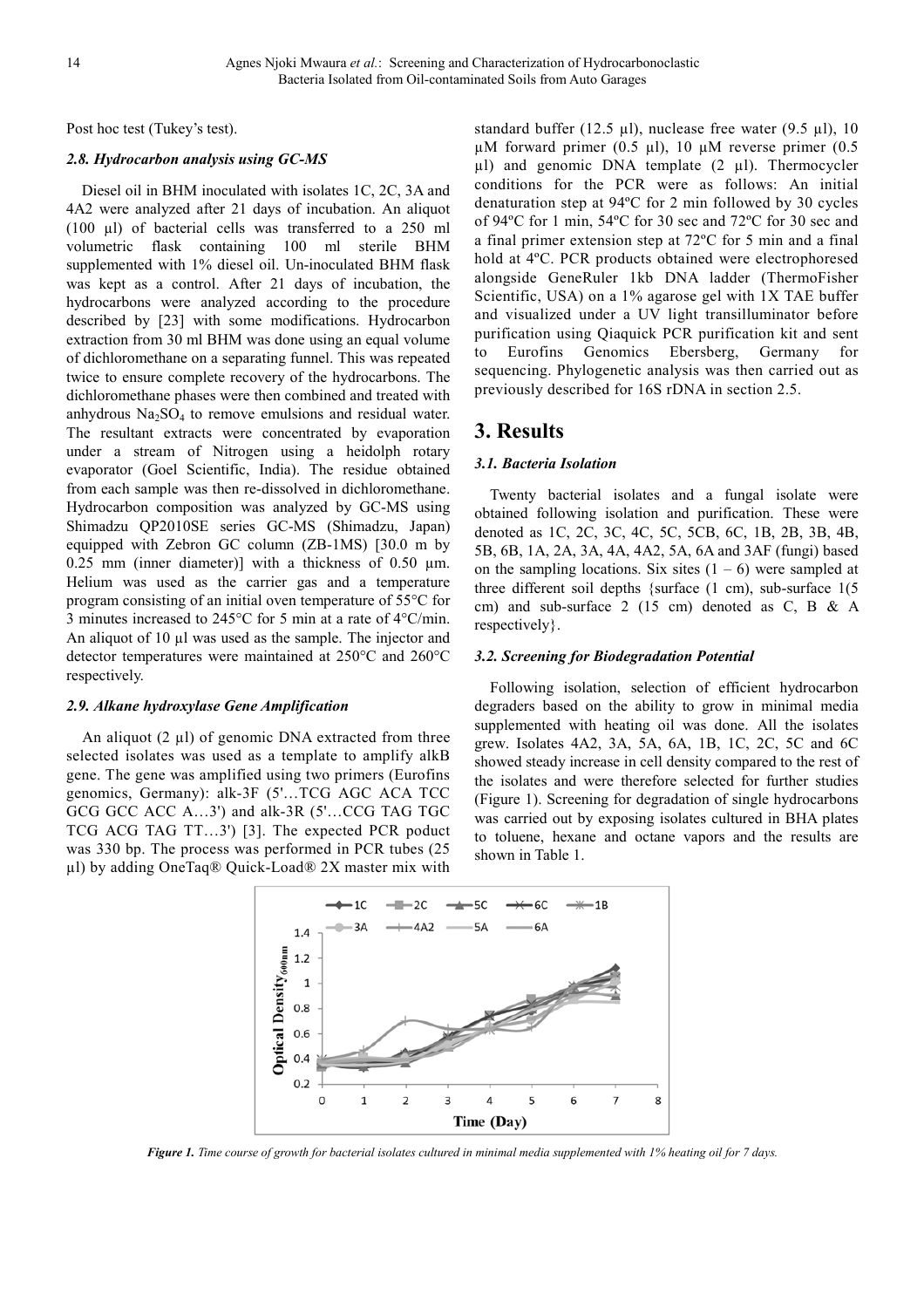Post hoc test (Tukey's test).

### 2.8. Hydrocarbon analysis using GC-MS

Diesel oil in BHM inoculated with isolates 1C, 2C, 3A and 4A2 were analyzed after 21 days of incubation. An aliquot (100 µl) of bacterial cells was transferred to a 250 ml volumetric flask containing 100 ml sterile BHM supplemented with 1% diesel oil. Un-inoculated BHM flask was kept as a control. After 21 days of incubation, the hydrocarbons were analyzed according to the procedure described by [23] with some modifications. Hydrocarbon extraction from 30 ml BHM was done using an equal volume of dichloromethane on a separating funnel. This was repeated twice to ensure complete recovery of the hydrocarbons. The dichloromethane phases were then combined and treated with anhydrous $Na_2SO_4$ to remove emulsions and residual water. The resultant extracts were concentrated by evaporation under a stream of Nitrogen using a heidolph rotary evaporator (Goel Scientific, India). The residue obtained from each sample was then re-dissolved in dichloromethane. Hydrocarbon composition was analyzed by GC-MS using Shimadzu QP2010SE series GC-MS (Shimadzu, Japan) equipped with Zebron GC column (ZB-1MS) [30.0 m by 0.25 mm (inner diameter)] with a thickness of 0.50 µm. Helium was used as the carrier gas and a temperature program consisting of an initial oven temperature of 55°C for 3 minutes increased to 245°C for 5 min at a rate of 4°C/min. An aliquot of 10 µl was used as the sample. The injector and detector temperatures were maintained at 250°C and 260°C respectively.

### 2.9. Alkane hydroxylase Gene Amplification

An aliquot (2 µl) of genomic DNA extracted from three selected isolates was used as a template to amplify alkB gene. The gene was amplified using two primers (Eurofins genomics, Germany): alk-3F (5'…TCG AGC ACA TCC GCG GCC ACC A…3') and alk-3R (5'…CCG TAG TGC TCG ACG TAG TT…3') [3]. The expected PCR poduct was 330 bp. The process was performed in PCR tubes (25 µl) by adding OneTaq® Quick-Load® 2X master mix with standard buffer (12.5 µl), nuclease free water (9.5 µl), 10 µM forward primer (0.5 µl), 10 µM reverse primer (0.5 µl) and genomic DNA template (2 µl). Thermocycler conditions for the PCR were as follows: An initial denaturation step at 94ºC for 2 min followed by 30 cycles of 94ºC for 1 min, 54ºC for 30 sec and 72ºC for 30 sec and a final primer extension step at 72ºC for 5 min and a final hold at 4ºC. PCR products obtained were electrophoresed alongside GeneRuler 1kb DNA ladder (ThermoFisher Scientific, USA) on a 1% agarose gel with 1X TAE buffer and visualized under a UV light transilluminator before purification using Qiaquick PCR purification kit and sent to Eurofins Genomics Ebersberg, Germany for sequencing. Phylogenetic analysis was then carried out as previously described for 16S rDNA in section 2.5.

## 3. Results

### 3.1. Bacteria Isolation

Twenty bacterial isolates and a fungal isolate were obtained following isolation and purification. These were denoted as 1C, 2C, 3C, 4C, 5C, 5CB, 6C, 1B, 2B, 3B, 4B, 5B, 6B, 1A, 2A, 3A, 4A, 4A2, 5A, 6A and 3AF (fungi) based on the sampling locations. Six sites (1 – 6) were sampled at three different soil depths {surface (1 cm), sub-surface 1(5 cm) and sub-surface 2 (15 cm) denoted as C, B & A respectively}.

### 3.2. Screening for Biodegradation Potential

Following isolation, selection of efficient hydrocarbon degraders based on the ability to grow in minimal media supplemented with heating oil was done. All the isolates grew. Isolates 4A2, 3A, 5A, 6A, 1B, 1C, 2C, 5C and 6C showed steady increase in cell density compared to the rest of the isolates and were therefore selected for further studies (Figure 1). Screening for degradation of single hydrocarbons was carried out by exposing isolates cultured in BHA plates to toluene, hexane and octane vapors and the results are shown in Table 1.

*Figure 1. Time course of growth for bacterial isolates cultured in minimal media supplemented with 1% heating oil for 7 days.*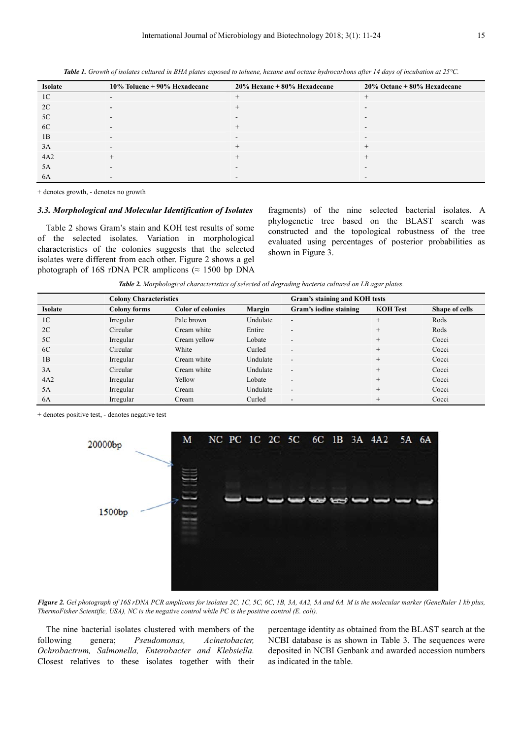***Table 1.*** *Growth of isolates cultured in BHA plates exposed to toluene, hexane and octane hydrocarbons after 14 days of incubation at 25°C.*

| Isolate | 10% Toluene + 90% Hexadecane | 20% Hexane + 80% Hexadecane | 20% Octane + 80% Hexadecane |
|---|---|---|---|
| 1C | - | + | + |
| 2C | - | + | - |
| 5C | - | - | - |
| 6C | - | + | - |
| 1B | - | - | - |
| 3A | - | + | + |
| 4A2 | + | + | + |
| 5A | - | - | - |
| 6A | - | - | - |

+ denotes growth, - denotes no growth

### *3.3. Morphological and Molecular Identification of Isolates*

Table 2 shows Gram's stain and KOH test results of some of the selected isolates. Variation in morphological characteristics of the colonies suggests that the selected isolates were different from each other. Figure 2 shows a gel photograph of 16S rDNA PCR amplicons (≈ 1500 bp DNA fragments) of the nine selected bacterial isolates. A phylogenetic tree based on the BLAST search was constructed and the topological robustness of the tree evaluated using percentages of posterior probabilities as shown in Figure 3.

***Table 2.*** *Morphological characteristics of selected oil degrading bacteria cultured on LB agar plates.*

| | Colony Characteristics | | | Gram's staining and KOH tests | | |
|---|---|---|---|---|---|---|
| Isolate | Colony forms | Color of colonies | Margin | Gram's iodine staining | KOH Test | Shape of cells |
| 1C | Irregular | Pale brown | Undulate | - | + | Rods |
| 2C | Circular | Cream white | Entire | - | + | Rods |
| 5C | Irregular | Cream yellow | Lobate | - | + | Cocci |
| 6C | Circular | White | Curled | - | + | Cocci |
| 1B | Irregular | Cream white | Undulate | - | + | Cocci |
| 3A | Circular | Cream white | Undulate | - | + | Cocci |
| 4A2 | Irregular | Yellow | Lobate | - | + | Cocci |
| 5A | Irregular | Cream | Undulate | - | + | Cocci |
| 6A | Irregular | Cream | Curled | - | + | Cocci |

+ denotes positive test, - denotes negative test

***Figure 2.*** *Gel photograph of 16S rDNA PCR amplicons for isolates 2C, 1C, 5C, 6C, 1B, 3A, 4A2, 5A and 6A. M is the molecular marker (GeneRuler 1 kb plus, ThermoFisher Scientific, USA), NC is the negative control while PC is the positive control (E. coli).*

The nine bacterial isolates clustered with members of the following genera; *Pseudomonas, Acinetobacter, Ochrobactrum, Salmonella, Enterobacter and Klebsiella.* Closest relatives to these isolates together with their percentage identity as obtained from the BLAST search at the NCBI database is as shown in Table 3. The sequences were deposited in NCBI Genbank and awarded accession numbers as indicated in the table.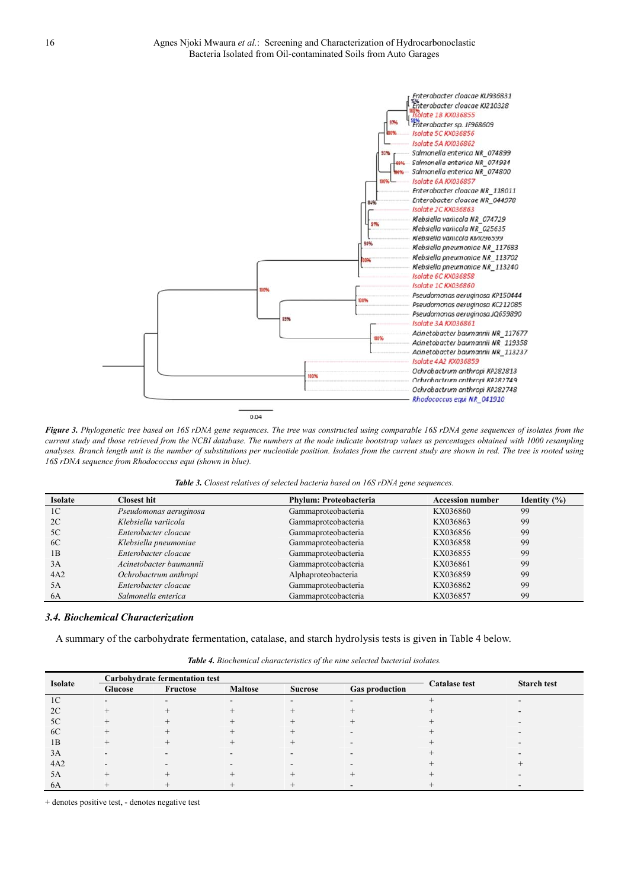***Figure 3.*** *Phylogenetic tree based on 16S rDNA gene sequences. The tree was constructed using comparable 16S rDNA gene sequences of isolates from the current study and those retrieved from the NCBI database. The numbers at the node indicate bootstrap values as percentages obtained with 1000 resampling analyses. Branch length unit is the number of substitutions per nucleotide position. Isolates from the current study are shown in red. The tree is rooted using 16S rDNA sequence from Rhodococcus equi (shown in blue).*

***Table 3.*** *Closest relatives of selected bacteria based on 16S rDNA gene sequences.*

| Isolate | Closest hit | Phylum: Proteobacteria | Accession number | Identity (%) |
|---|---|---|---|---|
| 1C | *Pseudomonas aeruginosa* | Gammaproteobacteria | KX036860 | 99 |
| 2C | *Klebsiella variicola* | Gammaproteobacteria | KX036863 | 99 |
| 5C | *Enterobacter cloacae* | Gammaproteobacteria | KX036856 | 99 |
| 6C | *Klebsiella pneumoniae* | Gammaproteobacteria | KX036858 | 99 |
| 1B | *Enterobacter cloacae* | Gammaproteobacteria | KX036855 | 99 |
| 3A | *Acinetobacter baumannii* | Gammaproteobacteria | KX036861 | 99 |
| 4A2 | *Ochrobactrum anthropi* | Alphaproteobacteria | KX036859 | 99 |
| 5A | *Enterobacter cloacae* | Gammaproteobacteria | KX036862 | 99 |
| 6A | *Salmonella enterica* | Gammaproteobacteria | KX036857 | 99 |

### *3.4. Biochemical Characterization*

A summary of the carbohydrate fermentation, catalase, and starch hydrolysis tests is given in Table 4 below.

***Table 4.*** *Biochemical characteristics of the nine selected bacterial isolates.*

| Isolate | Carbohydrate fermentation test | | | | | Catalase test | Starch test |
|---|---|---|---|---|---|---|---|
| | Glucose | Fructose | Maltose | Sucrose | Gas production | | |
| 1C | - | - | - | - | - | + | - |
| 2C | + | + | + | + | + | + | - |
| 5C | + | + | + | + | + | + | - |
| 6C | + | + | + | + | - | + | - |
| 1B | + | + | + | + | - | + | - |
| 3A | - | - | - | - | - | + | - |
| 4A2 | - | - | - | - | - | + | + |
| 5A | + | + | + | + | + | + | - |
| 6A | + | + | + | + | - | + | - |

\+ denotes positive test, - denotes negative test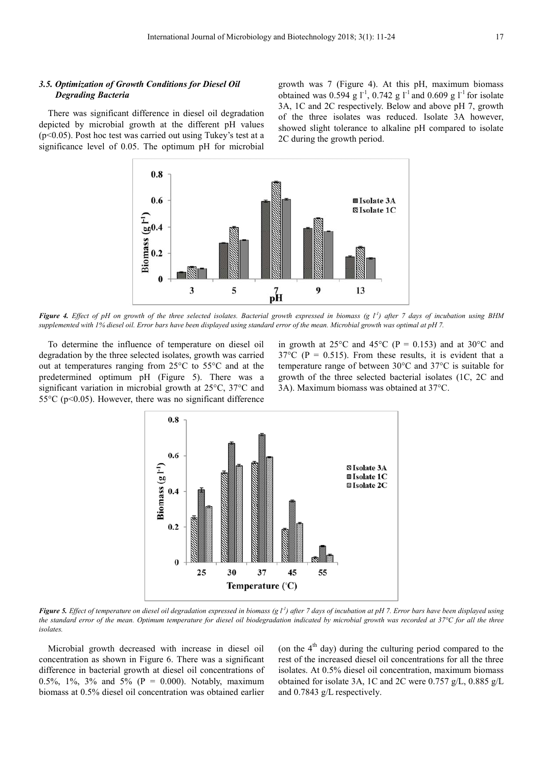### 3.5. Optimization of Growth Conditions for Diesel Oil Degrading Bacteria

There was significant difference in diesel oil degradation depicted by microbial growth at the different pH values ($p<0.05$). Post hoc test was carried out using Tukey's test at a significance level of 0.05. The optimum pH for microbial growth was 7 (Figure 4). At this pH, maximum biomass obtained was 0.594 g $l^{-1}$, 0.742 g $l^{-1}$ and 0.609 g $l^{-1}$ for isolate 3A, 1C and 2C respectively. Below and above pH 7, growth of the three isolates was reduced. Isolate 3A however, showed slight tolerance to alkaline pH compared to isolate 2C during the growth period.

***Figure 4.*** *Effect of pH on growth of the three selected isolates. Bacterial growth expressed in biomass (g $l^{-1}$) after 7 days of incubation using BHM supplemented with 1% diesel oil. Error bars have been displayed using standard error of the mean. Microbial growth was optimal at pH 7.*

To determine the influence of temperature on diesel oil degradation by the three selected isolates, growth was carried out at temperatures ranging from 25°C to 55°C and at the predetermined optimum pH (Figure 5). There was a significant variation in microbial growth at 25°C, 37°C and 55°C ($p<0.05$). However, there was no significant difference in growth at 25°C and 45°C ($P = 0.153$) and at 30°C and 37°C ($P = 0.515$). From these results, it is evident that a temperature range of between 30°C and 37°C is suitable for growth of the three selected bacterial isolates (1C, 2C and 3A). Maximum biomass was obtained at 37°C.

***Figure 5.*** *Effect of temperature on diesel oil degradation expressed in biomass (g $l^{-1}$) after 7 days of incubation at pH 7. Error bars have been displayed using the standard error of the mean. Optimum temperature for diesel oil biodegradation indicated by microbial growth was recorded at 37°C for all the three isolates.*

Microbial growth decreased with increase in diesel oil concentration as shown in Figure 6. There was a significant difference in bacterial growth at diesel oil concentrations of 0.5%, 1%, 3% and 5% ($P = 0.000$). Notably, maximum biomass at 0.5% diesel oil concentration was obtained earlier (on the 4th day) during the culturing period compared to the rest of the increased diesel oil concentrations for all the three isolates. At 0.5% diesel oil concentration, maximum biomass obtained for isolate 3A, 1C and 2C were 0.757 g/L, 0.885 g/L and 0.7843 g/L respectively.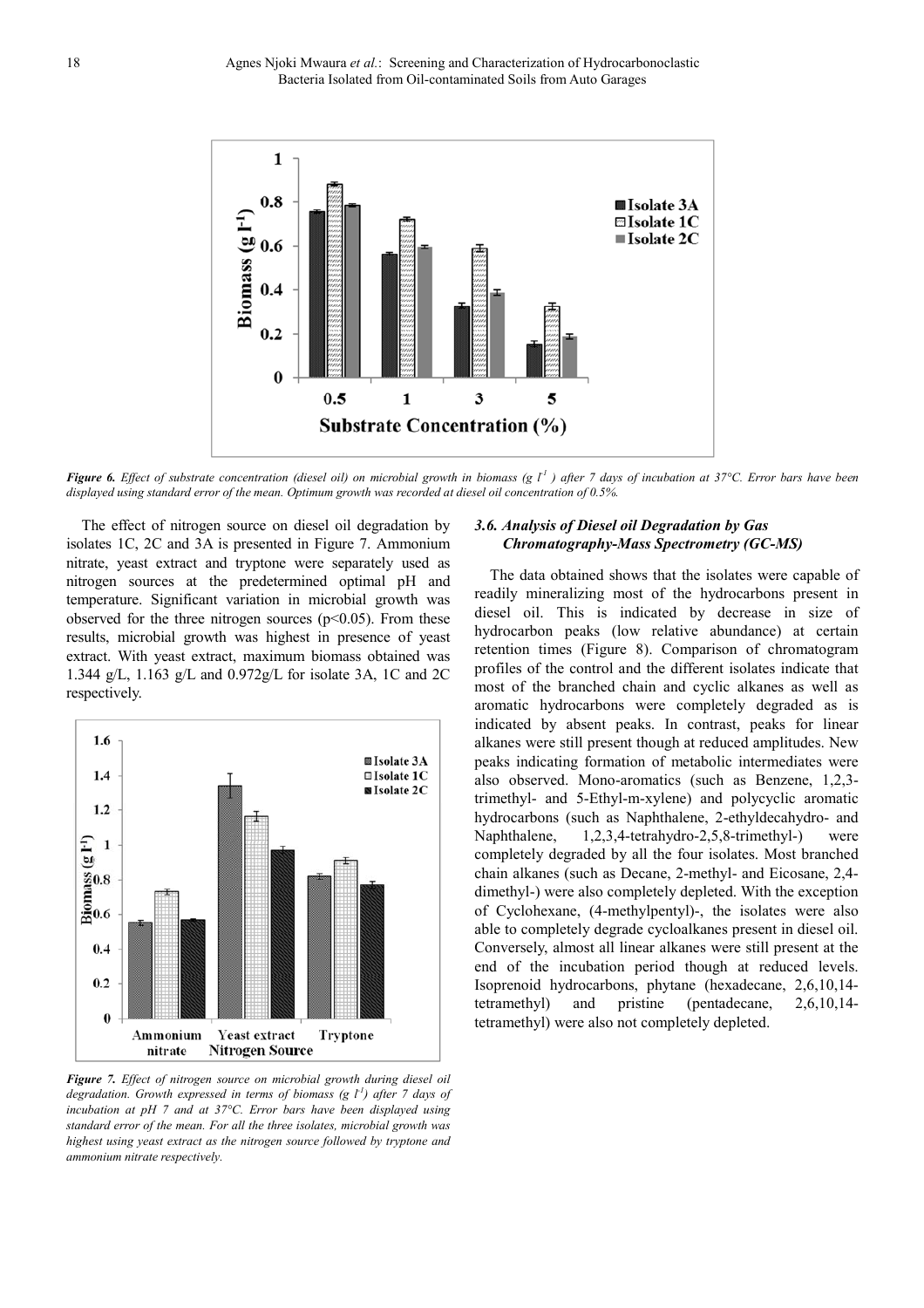*Figure 6. Effect of substrate concentration (diesel oil) on microbial growth in biomass (g $l^{1}$ ) after 7 days of incubation at 37°C. Error bars have been displayed using standard error of the mean. Optimum growth was recorded at diesel oil concentration of 0.5%.*

The effect of nitrogen source on diesel oil degradation by isolates 1C, 2C and 3A is presented in Figure 7. Ammonium nitrate, yeast extract and tryptone were separately used as nitrogen sources at the predetermined optimal pH and temperature. Significant variation in microbial growth was observed for the three nitrogen sources ($p<0.05$). From these results, microbial growth was highest in presence of yeast extract. With yeast extract, maximum biomass obtained was 1.344 g/L, 1.163 g/L and 0.972g/L for isolate 3A, 1C and 2C respectively.

*Figure 7. Effect of nitrogen source on microbial growth during diesel oil degradation. Growth expressed in terms of biomass (g $l^{1}$) after 7 days of incubation at pH 7 and at 37°C. Error bars have been displayed using standard error of the mean. For all the three isolates, microbial growth was highest using yeast extract as the nitrogen source followed by tryptone and ammonium nitrate respectively.*

### 3.6. Analysis of Diesel oil Degradation by Gas Chromatography-Mass Spectrometry (GC-MS)

The data obtained shows that the isolates were capable of readily mineralizing most of the hydrocarbons present in diesel oil. This is indicated by decrease in size of hydrocarbon peaks (low relative abundance) at certain retention times (Figure 8). Comparison of chromatogram profiles of the control and the different isolates indicate that most of the branched chain and cyclic alkanes as well as aromatic hydrocarbons were completely degraded as is indicated by absent peaks. In contrast, peaks for linear alkanes were still present though at reduced amplitudes. New peaks indicating formation of metabolic intermediates were also observed. Mono-aromatics (such as Benzene, 1,2,3-trimethyl- and 5-Ethyl-m-xylene) and polycyclic aromatic hydrocarbons (such as Naphthalene, 2-ethyldecahydro- and Naphthalene, 1,2,3,4-tetrahydro-2,5,8-trimethyl-) were completely degraded by all the four isolates. Most branched chain alkanes (such as Decane, 2-methyl- and Eicosane, 2,4-dimethyl-) were also completely depleted. With the exception of Cyclohexane, (4-methylpentyl)-, the isolates were also able to completely degrade cycloalkanes present in diesel oil. Conversely, almost all linear alkanes were still present at the end of the incubation period though at reduced levels. Isoprenoid hydrocarbons, phytane (hexadecane, 2,6,10,14-tetramethyl) and pristine (pentadecane, 2,6,10,14-tetramethyl) were also not completely depleted.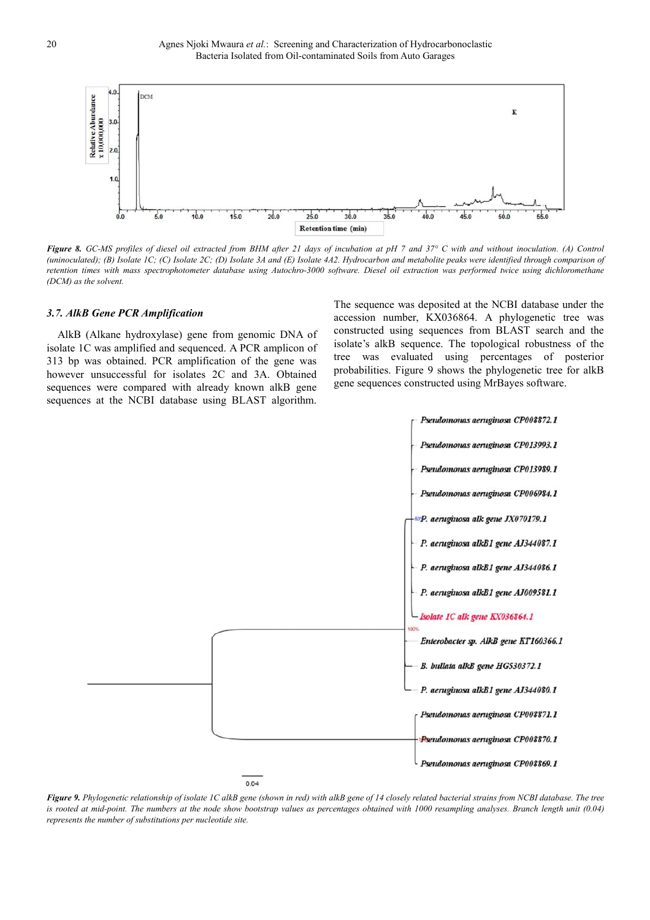*Figure 8. GC-MS profiles of diesel oil extracted from BHM after 21 days of incubation at pH 7 and 37° C with and without inoculation. (A) Control (uninoculated); (B) Isolate 1C; (C) Isolate 2C; (D) Isolate 3A and (E) Isolate 4A2. Hydrocarbon and metabolite peaks were identified through comparison of retention times with mass spectrophotometer database using Autochro-3000 software. Diesel oil extraction was performed twice using dichloromethane (DCM) as the solvent.*

### *3.7. AlkB Gene PCR Amplification*

AlkB (Alkane hydroxylase) gene from genomic DNA of isolate 1C was amplified and sequenced. A PCR amplicon of 313 bp was obtained. PCR amplification of the gene was however unsuccessful for isolates 2C and 3A. Obtained sequences were compared with already known alkB gene sequences at the NCBI database using BLAST algorithm. The sequence was deposited at the NCBI database under the accession number, KX036864. A phylogenetic tree was constructed using sequences from BLAST search and the isolate's alkB sequence. The topological robustness of the tree was evaluated using percentages of posterior probabilities. Figure 9 shows the phylogenetic tree for alkB gene sequences constructed using MrBayes software.

*Figure 9. Phylogenetic relationship of isolate 1C alkB gene (shown in red) with alkB gene of 14 closely related bacterial strains from NCBI database. The tree is rooted at mid-point. The numbers at the node show bootstrap values as percentages obtained with 1000 resampling analyses. Branch length unit (0.04) represents the number of substitutions per nucleotide site.*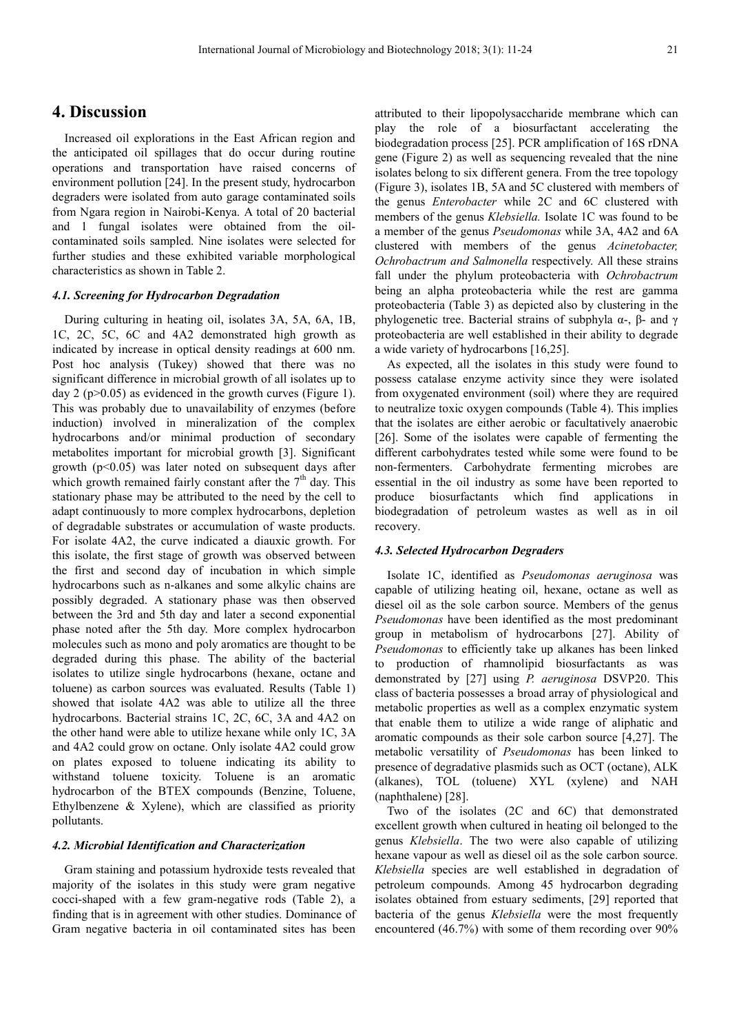# 4. Discussion

Increased oil explorations in the East African region and the anticipated oil spillages that do occur during routine operations and transportation have raised concerns of environment pollution [24]. In the present study, hydrocarbon degraders were isolated from auto garage contaminated soils from Ngara region in Nairobi-Kenya. A total of 20 bacterial and 1 fungal isolates were obtained from the oil-contaminated soils sampled. Nine isolates were selected for further studies and these exhibited variable morphological characteristics as shown in Table 2.

### 4.1. Screening for Hydrocarbon Degradation

During culturing in heating oil, isolates 3A, 5A, 6A, 1B, 1C, 2C, 5C, 6C and 4A2 demonstrated high growth as indicated by increase in optical density readings at 600 nm. Post hoc analysis (Tukey) showed that there was no significant difference in microbial growth of all isolates up to day 2 ($p>0.05$) as evidenced in the growth curves (Figure 1). This was probably due to unavailability of enzymes (before induction) involved in mineralization of the complex hydrocarbons and/or minimal production of secondary metabolites important for microbial growth [3]. Significant growth ($p<0.05$) was later noted on subsequent days after which growth remained fairly constant after the 7$^{th}$ day. This stationary phase may be attributed to the need by the cell to adapt continuously to more complex hydrocarbons, depletion of degradable substrates or accumulation of waste products. For isolate 4A2, the curve indicated a diauxic growth. For this isolate, the first stage of growth was observed between the first and second day of incubation in which simple hydrocarbons such as n-alkanes and some alkylic chains are possibly degraded. A stationary phase was then observed between the 3rd and 5th day and later a second exponential phase noted after the 5th day. More complex hydrocarbon molecules such as mono and poly aromatics are thought to be degraded during this phase. The ability of the bacterial isolates to utilize single hydrocarbons (hexane, octane and toluene) as carbon sources was evaluated. Results (Table 1) showed that isolate 4A2 was able to utilize all the three hydrocarbons. Bacterial strains 1C, 2C, 6C, 3A and 4A2 on the other hand were able to utilize hexane while only 1C, 3A and 4A2 could grow on octane. Only isolate 4A2 could grow on plates exposed to toluene indicating its ability to withstand toluene toxicity. Toluene is an aromatic hydrocarbon of the BTEX compounds (Benzine, Toluene, Ethylbenzene & Xylene), which are classified as priority pollutants.

### 4.2. Microbial Identification and Characterization

Gram staining and potassium hydroxide tests revealed that majority of the isolates in this study were gram negative cocci-shaped with a few gram-negative rods (Table 2), a finding that is in agreement with other studies. Dominance of Gram negative bacteria in oil contaminated sites has been attributed to their lipopolysaccharide membrane which can play the role of a biosurfactant accelerating the biodegradation process [25]. PCR amplification of 16S rDNA gene (Figure 2) as well as sequencing revealed that the nine isolates belong to six different genera. From the tree topology (Figure 3), isolates 1B, 5A and 5C clustered with members of the genus *Enterobacter* while 2C and 6C clustered with members of the genus *Klebsiella.* Isolate 1C was found to be a member of the genus *Pseudomonas* while 3A, 4A2 and 6A clustered with members of the genus *Acinetobacter, Ochrobactrum and Salmonella* respectively. All these strains fall under the phylum proteobacteria with *Ochrobactrum* being an alpha proteobacteria while the rest are gamma proteobacteria (Table 3) as depicted also by clustering in the phylogenetic tree. Bacterial strains of subphyla α-, β- and γ proteobacteria are well established in their ability to degrade a wide variety of hydrocarbons [16,25].

As expected, all the isolates in this study were found to possess catalase enzyme activity since they were isolated from oxygenated environment (soil) where they are required to neutralize toxic oxygen compounds (Table 4). This implies that the isolates are either aerobic or facultatively anaerobic [26]. Some of the isolates were capable of fermenting the different carbohydrates tested while some were found to be non-fermenters. Carbohydrate fermenting microbes are essential in the oil industry as some have been reported to produce biosurfactants which find applications in biodegradation of petroleum wastes as well as in oil recovery.

### 4.3. Selected Hydrocarbon Degraders

Isolate 1C, identified as *Pseudomonas aeruginosa* was capable of utilizing heating oil, hexane, octane as well as diesel oil as the sole carbon source. Members of the genus *Pseudomonas* have been identified as the most predominant group in metabolism of hydrocarbons [27]. Ability of *Pseudomonas* to efficiently take up alkanes has been linked to production of rhamnolipid biosurfactants as was demonstrated by [27] using *P. aeruginosa* DSVP20. This class of bacteria possesses a broad array of physiological and metabolic properties as well as a complex enzymatic system that enable them to utilize a wide range of aliphatic and aromatic compounds as their sole carbon source [4,27]. The metabolic versatility of *Pseudomonas* has been linked to presence of degradative plasmids such as OCT (octane), ALK (alkanes), TOL (toluene) XYL (xylene) and NAH (naphthalene) [28].

Two of the isolates (2C and 6C) that demonstrated excellent growth when cultured in heating oil belonged to the genus *Klebsiella*. The two were also capable of utilizing hexane vapour as well as diesel oil as the sole carbon source. *Klebsiella* species are well established in degradation of petroleum compounds. Among 45 hydrocarbon degrading isolates obtained from estuary sediments, [29] reported that bacteria of the genus *Klebsiella* were the most frequently encountered (46.7%) with some of them recording over 90%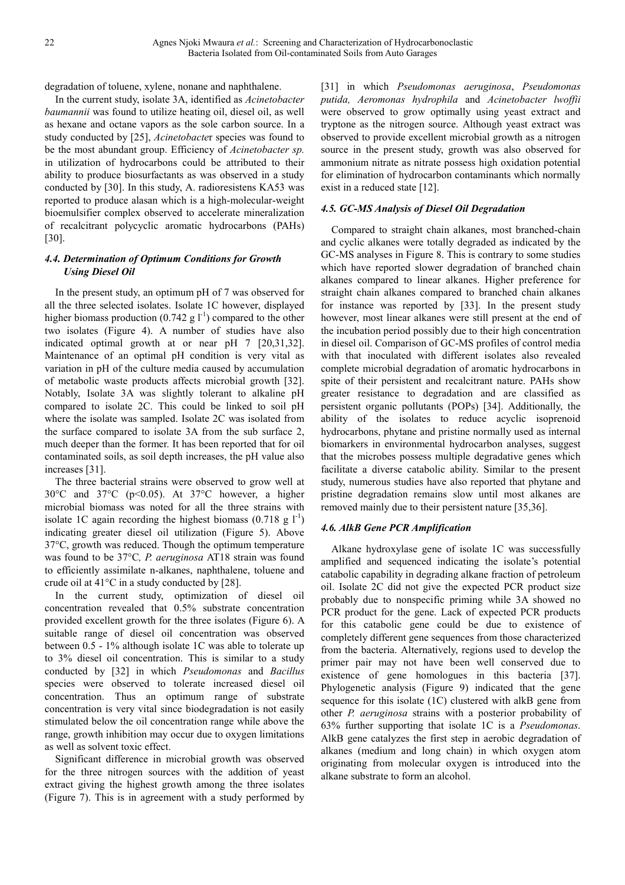degradation of toluene, xylene, nonane and naphthalene.

In the current study, isolate 3A, identified as *Acinetobacter baumannii* was found to utilize heating oil, diesel oil, as well as hexane and octane vapors as the sole carbon source. In a study conducted by [25], *Acinetobacter* species was found to be the most abundant group. Efficiency of *Acinetobacter sp.* in utilization of hydrocarbons could be attributed to their ability to produce biosurfactants as was observed in a study conducted by [30]. In this study, A. radioresistens KA53 was reported to produce alasan which is a high-molecular-weight bioemulsifier complex observed to accelerate mineralization of recalcitrant polycyclic aromatic hydrocarbons (PAHs) [30].

### 4.4. Determination of Optimum Conditions for Growth Using Diesel Oil

In the present study, an optimum pH of 7 was observed for all the three selected isolates. Isolate 1C however, displayed higher biomass production (0.742 g $l^{-1}$) compared to the other two isolates (Figure 4). A number of studies have also indicated optimal growth at or near pH 7 [20,31,32]. Maintenance of an optimal pH condition is very vital as variation in pH of the culture media caused by accumulation of metabolic waste products affects microbial growth [32]. Notably, Isolate 3A was slightly tolerant to alkaline pH compared to isolate 2C. This could be linked to soil pH where the isolate was sampled. Isolate 2C was isolated from the surface compared to isolate 3A from the sub surface 2, much deeper than the former. It has been reported that for oil contaminated soils, as soil depth increases, the pH value also increases [31].

The three bacterial strains were observed to grow well at 30°C and 37°C ($p<0.05$). At 37°C however, a higher microbial biomass was noted for all the three strains with isolate 1C again recording the highest biomass (0.718 g $l^{-1}$) indicating greater diesel oil utilization (Figure 5). Above 37°C, growth was reduced. Though the optimum temperature was found to be 37°C, *P. aeruginosa* AT18 strain was found to efficiently assimilate n-alkanes, naphthalene, toluene and crude oil at 41°C in a study conducted by [28].

In the current study, optimization of diesel oil concentration revealed that 0.5% substrate concentration provided excellent growth for the three isolates (Figure 6). A suitable range of diesel oil concentration was observed between 0.5 - 1% although isolate 1C was able to tolerate up to 3% diesel oil concentration. This is similar to a study conducted by [32] in which *Pseudomonas* and *Bacillus* species were observed to tolerate increased diesel oil concentration. Thus an optimum range of substrate concentration is very vital since biodegradation is not easily stimulated below the oil concentration range while above the range, growth inhibition may occur due to oxygen limitations as well as solvent toxic effect.

Significant difference in microbial growth was observed for the three nitrogen sources with the addition of yeast extract giving the highest growth among the three isolates (Figure 7). This is in agreement with a study performed by [31] in which *Pseudomonas aeruginosa*, *Pseudomonas putida, Aeromonas hydrophila* and *Acinetobacter lwoffii* were observed to grow optimally using yeast extract and tryptone as the nitrogen source. Although yeast extract was observed to provide excellent microbial growth as a nitrogen source in the present study, growth was also observed for ammonium nitrate as nitrate possess high oxidation potential for elimination of hydrocarbon contaminants which normally exist in a reduced state [12].

### 4.5. GC-MS Analysis of Diesel Oil Degradation

Compared to straight chain alkanes, most branched-chain and cyclic alkanes were totally degraded as indicated by the GC-MS analyses in Figure 8. This is contrary to some studies which have reported slower degradation of branched chain alkanes compared to linear alkanes. Higher preference for straight chain alkanes compared to branched chain alkanes for instance was reported by [33]. In the present study however, most linear alkanes were still present at the end of the incubation period possibly due to their high concentration in diesel oil. Comparison of GC-MS profiles of control media with that inoculated with different isolates also revealed complete microbial degradation of aromatic hydrocarbons in spite of their persistent and recalcitrant nature. PAHs show greater resistance to degradation and are classified as persistent organic pollutants (POPs) [34]. Additionally, the ability of the isolates to reduce acyclic isoprenoid hydrocarbons, phytane and pristine normally used as internal biomarkers in environmental hydrocarbon analyses, suggest that the microbes possess multiple degradative genes which facilitate a diverse catabolic ability. Similar to the present study, numerous studies have also reported that phytane and pristine degradation remains slow until most alkanes are removed mainly due to their persistent nature [35,36].

### 4.6. AlkB Gene PCR Amplification

Alkane hydroxylase gene of isolate 1C was successfully amplified and sequenced indicating the isolate's potential catabolic capability in degrading alkane fraction of petroleum oil. Isolate 2C did not give the expected PCR product size probably due to nonspecific priming while 3A showed no PCR product for the gene. Lack of expected PCR products for this catabolic gene could be due to existence of completely different gene sequences from those characterized from the bacteria. Alternatively, regions used to develop the primer pair may not have been well conserved due to existence of gene homologues in this bacteria [37]. Phylogenetic analysis (Figure 9) indicated that the gene sequence for this isolate (1C) clustered with alkB gene from other *P. aeruginosa* strains with a posterior probability of 63% further supporting that isolate 1C is a *Pseudomonas*. AlkB gene catalyzes the first step in aerobic degradation of alkanes (medium and long chain) in which oxygen atom originating from molecular oxygen is introduced into the alkane substrate to form an alcohol.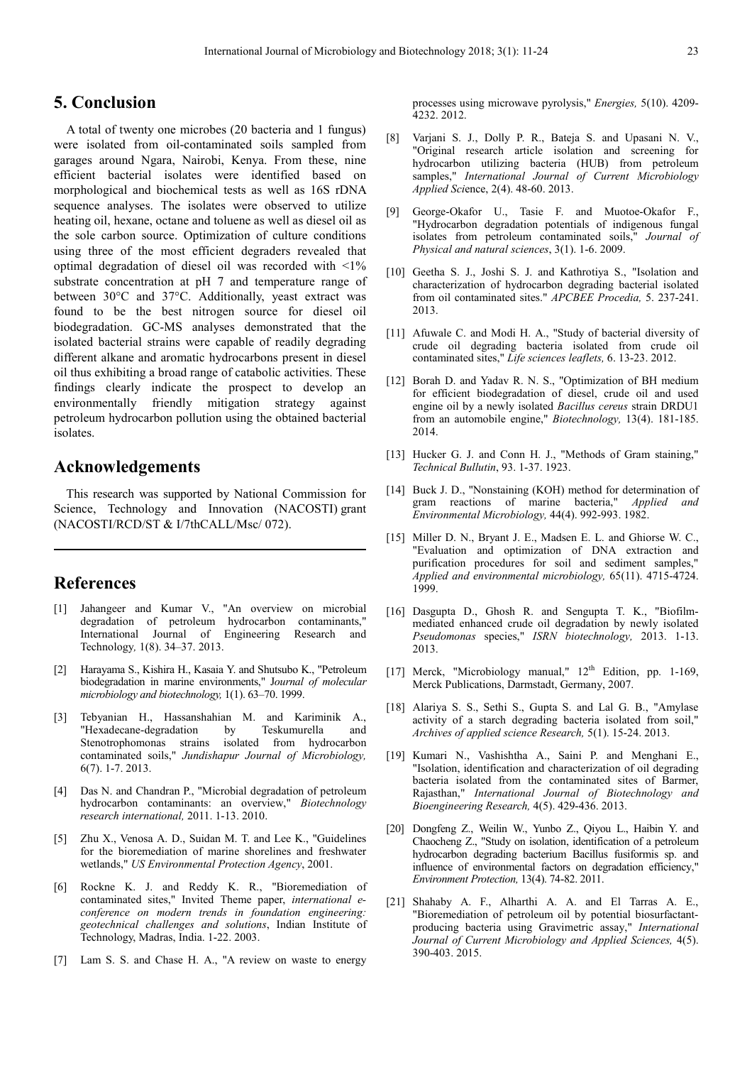## 5. Conclusion

A total of twenty one microbes (20 bacteria and 1 fungus) were isolated from oil-contaminated soils sampled from garages around Ngara, Nairobi, Kenya. From these, nine efficient bacterial isolates were identified based on morphological and biochemical tests as well as 16S rDNA sequence analyses. The isolates were observed to utilize heating oil, hexane, octane and toluene as well as diesel oil as the sole carbon source. Optimization of culture conditions using three of the most efficient degraders revealed that optimal degradation of diesel oil was recorded with <1% substrate concentration at pH 7 and temperature range of between 30°C and 37°C. Additionally, yeast extract was found to be the best nitrogen source for diesel oil biodegradation. GC-MS analyses demonstrated that the isolated bacterial strains were capable of readily degrading different alkane and aromatic hydrocarbons present in diesel oil thus exhibiting a broad range of catabolic activities. These findings clearly indicate the prospect to develop an environmentally friendly mitigation strategy against petroleum hydrocarbon pollution using the obtained bacterial isolates.

## Acknowledgements

This research was supported by National Commission for Science, Technology and Innovation (NACOSTI) grant (NACOSTI/RCD/ST & I/7thCALL/Msc/ 072).

## References

[1] Jahangeer and Kumar V., "An overview on microbial degradation of petroleum hydrocarbon contaminants," International Journal of Engineering Research and Technology*,* 1(8). 34–37. 2013.

[2] Harayama S., Kishira H., Kasaia Y. and Shutsubo K., "Petroleum biodegradation in marine environments," J*ournal of molecular microbiology and biotechnology,* 1(1). 63–70. 1999.

[3] Tebyanian H., Hassanshahian M. and Kariminik A., "Hexadecane-degradation by Teskumurella and Stenotrophomonas strains isolated from hydrocarbon contaminated soils," *Jundishapur Journal of Microbiology,* 6(7). 1-7. 2013.

[4] Das N. and Chandran P., "Microbial degradation of petroleum hydrocarbon contaminants: an overview," *Biotechnology research international,* 2011. 1-13. 2010.

[5] Zhu X., Venosa A. D., Suidan M. T. and Lee K., "Guidelines for the bioremediation of marine shorelines and freshwater wetlands," *US Environmental Protection Agency*, 2001.

[6] Rockne K. J. and Reddy K. R., "Bioremediation of contaminated sites," Invited Theme paper, *international e-conference on modern trends in foundation engineering: geotechnical challenges and solutions*, Indian Institute of Technology, Madras, India. 1-22. 2003.

[7] Lam S. S. and Chase H. A., "A review on waste to energy processes using microwave pyrolysis," *Energies,* 5(10). 4209-4232. 2012.

[8] Varjani S. J., Dolly P. R., Bateja S. and Upasani N. V., "Original research article isolation and screening for hydrocarbon utilizing bacteria (HUB) from petroleum samples," *International Journal of Current Microbiology Applied Sci*ence, 2(4). 48-60. 2013.

[9] George-Okafor U., Tasie F. and Muotoe-Okafor F., "Hydrocarbon degradation potentials of indigenous fungal isolates from petroleum contaminated soils," *Journal of Physical and natural sciences*, 3(1). 1-6. 2009.

[10] Geetha S. J., Joshi S. J. and Kathrotiya S., "Isolation and characterization of hydrocarbon degrading bacterial isolated from oil contaminated sites." *APCBEE Procedia,* 5. 237-241. 2013.

[11] Afuwale C. and Modi H. A., "Study of bacterial diversity of crude oil degrading bacteria isolated from crude oil contaminated sites," *Life sciences leaflets,* 6. 13-23. 2012.

[12] Borah D. and Yadav R. N. S., "Optimization of BH medium for efficient biodegradation of diesel, crude oil and used engine oil by a newly isolated *Bacillus cereus* strain DRDU1 from an automobile engine," *Biotechnology,* 13(4). 181-185. 2014.

[13] Hucker G. J. and Conn H. J., "Methods of Gram staining," *Technical Bullutin*, 93. 1-37. 1923.

[14] Buck J. D., "Nonstaining (KOH) method for determination of gram reactions of marine bacteria," *Applied and Environmental Microbiology,* 44(4). 992-993. 1982.

[15] Miller D. N., Bryant J. E., Madsen E. L. and Ghiorse W. C., "Evaluation and optimization of DNA extraction and purification procedures for soil and sediment samples," *Applied and environmental microbiology,* 65(11). 4715-4724. 1999.

[16] Dasgupta D., Ghosh R. and Sengupta T. K., "Biofilm-mediated enhanced crude oil degradation by newly isolated *Pseudomonas* species," *ISRN biotechnology,* 2013. 1-13. 2013.

[17] Merck, "Microbiology manual," 12th Edition, pp. 1-169, Merck Publications, Darmstadt, Germany, 2007.

[18] Alariya S. S., Sethi S., Gupta S. and Lal G. B., "Amylase activity of a starch degrading bacteria isolated from soil," *Archives of applied science Research,* 5(1). 15-24. 2013.

[19] Kumari N., Vashishtha A., Saini P. and Menghani E., "Isolation, identification and characterization of oil degrading bacteria isolated from the contaminated sites of Barmer, Rajasthan," *International Journal of Biotechnology and Bioengineering Research,* 4(5). 429-436. 2013.

[20] Dongfeng Z., Weilin W., Yunbo Z., Qiyou L., Haibin Y. and Chaocheng Z., "Study on isolation, identification of a petroleum hydrocarbon degrading bacterium Bacillus fusiformis sp. and influence of environmental factors on degradation efficiency," *Environment Protection,* 13(4). 74-82. 2011.

[21] Shahaby A. F., Alharthi A. A. and El Tarras A. E., "Bioremediation of petroleum oil by potential biosurfactant-producing bacteria using Gravimetric assay," *International Journal of Current Microbiology and Applied Sciences,* 4(5). 390-403. 2015.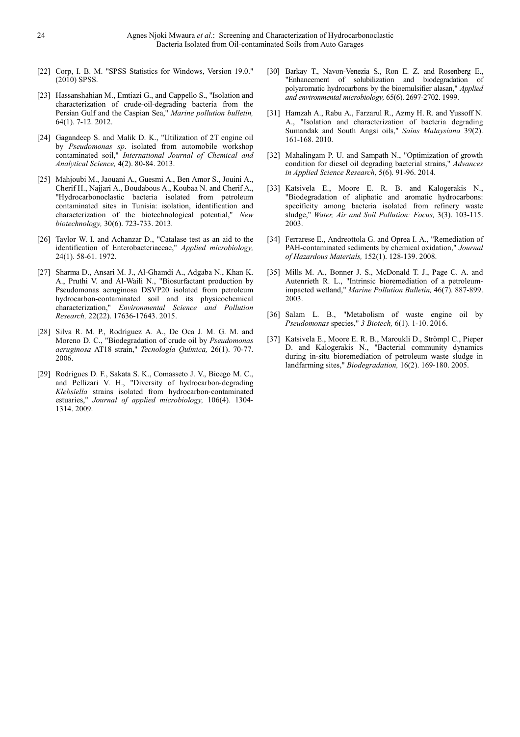[22] Corp, I. B. M. "SPSS Statistics for Windows, Version 19.0." (2010) SPSS.

[23] Hassanshahian M., Emtiazi G., and Cappello S., "Isolation and characterization of crude-oil-degrading bacteria from the Persian Gulf and the Caspian Sea," *Marine pollution bulletin,* 64(1). 7-12. 2012.

[24] Gagandeep S. and Malik D. K., "Utilization of 2T engine oil by *Pseudomonas sp*. isolated from automobile workshop contaminated soil," *International Journal of Chemical and Analytical Science,* 4(2). 80-84. 2013.

[25] Mahjoubi M., Jaouani A., Guesmi A., Ben Amor S., Jouini A., Cherif H., Najjari A., Boudabous A., Koubaa N. and Cherif A., "Hydrocarbonoclastic bacteria isolated from petroleum contaminated sites in Tunisia: isolation, identification and characterization of the biotechnological potential," *New biotechnology,* 30(6). 723-733. 2013.

[26] Taylor W. I. and Achanzar D., "Catalase test as an aid to the identification of Enterobacteriaceae," *Applied microbiology,* 24(1). 58-61. 1972.

[27] Sharma D., Ansari M. J., Al-Ghamdi A., Adgaba N., Khan K. A., Pruthi V. and Al-Waili N., "Biosurfactant production by Pseudomonas aeruginosa DSVP20 isolated from petroleum hydrocarbon-contaminated soil and its physicochemical characterization," *Environmental Science and Pollution Research,* 22(22). 17636-17643. 2015.

[28] Silva R. M. P., Rodríguez A. A., De Oca J. M. G. M. and Moreno D. C., "Biodegradation of crude oil by *Pseudomonas aeruginosa* AT18 strain," *Tecnología Química,* 26(1). 70-77. 2006.

[29] Rodrigues D. F., Sakata S. K., Comasseto J. V., Bicego M. C., and Pellizari V. H., "Diversity of hydrocarbon‐degrading *Klebsiella* strains isolated from hydrocarbon‐contaminated estuaries," *Journal of applied microbiology,* 106(4). 1304-1314. 2009.

[30] Barkay T., Navon-Venezia S., Ron E. Z. and Rosenberg E., "Enhancement of solubilization and biodegradation of polyaromatic hydrocarbons by the bioemulsifier alasan," *Applied and environmental microbiology,* 65(6). 2697-2702. 1999.

[31] Hamzah A., Rabu A., Farzarul R., Azmy H. R. and Yussoff N. A., "Isolation and characterization of bacteria degrading Sumandak and South Angsi oils," *Sains Malaysiana* 39(2). 161-168. 2010.

[32] Mahalingam P. U. and Sampath N., "Optimization of growth condition for diesel oil degrading bacterial strains," *Advances in Applied Science Research*, 5(6). 91-96. 2014.

[33] Katsivela E., Moore E. R. B. and Kalogerakis N., "Biodegradation of aliphatic and aromatic hydrocarbons: specificity among bacteria isolated from refinery waste sludge," *Water, Air and Soil Pollution: Focus,* 3(3). 103-115. 2003.

[34] Ferrarese E., Andreottola G. and Oprea I. A., "Remediation of PAH-contaminated sediments by chemical oxidation," *Journal of Hazardous Materials,* 152(1). 128-139. 2008.

[35] Mills M. A., Bonner J. S., McDonald T. J., Page C. A. and Autenrieth R. L., "Intrinsic bioremediation of a petroleum-impacted wetland," *Marine Pollution Bulletin,* 46(7). 887-899. 2003.

[36] Salam L. B., "Metabolism of waste engine oil by *Pseudomonas* species," *3 Biotech,* 6(1). 1-10. 2016.

[37] Katsivela E., Moore E. R. B., Maroukli D., Strömpl C., Pieper D. and Kalogerakis N., "Bacterial community dynamics during in-situ bioremediation of petroleum waste sludge in landfarming sites," *Biodegradation,* 16(2). 169-180. 2005.